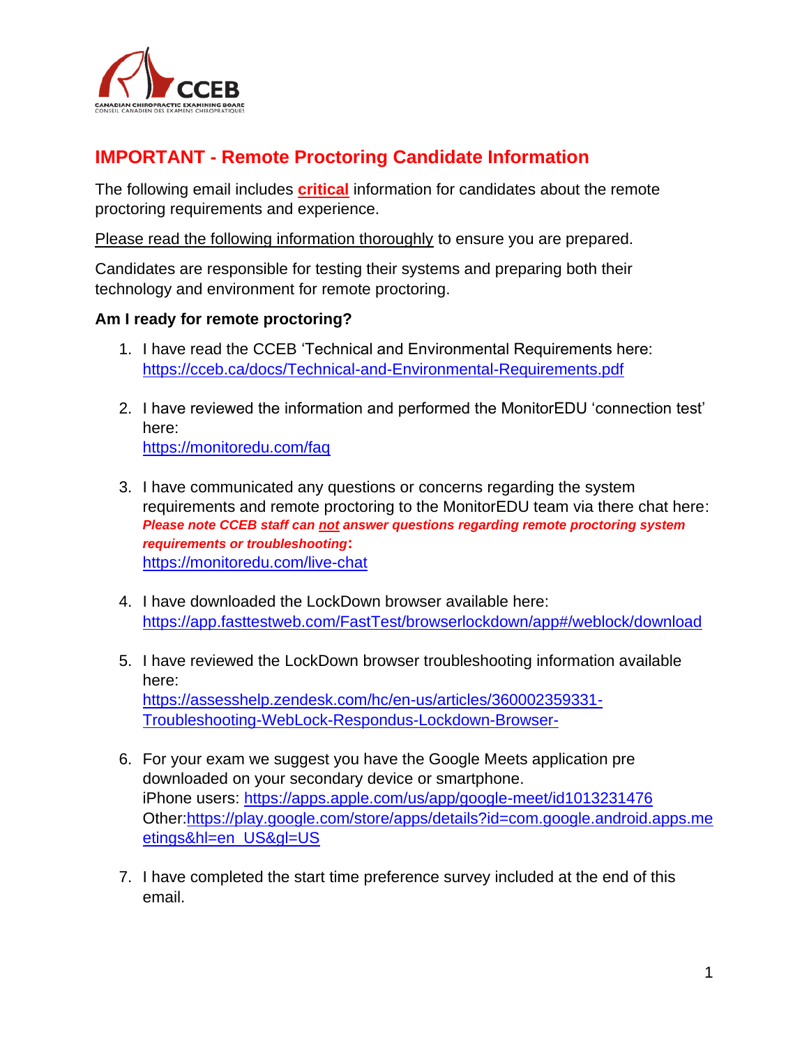# IMPORTANT - Remote Proctoring Candidate Information

The following email includes **critical** information for candidates about the remote proctoring requirements and experience.

Please read the following information thoroughly to ensure you are prepared.

Candidates are responsible for testing their systems and preparing both their technology and environment for remote proctoring.

**Am I ready for remote proctoring?**

1. I have read the CCEB 'Technical and Environmental Requirements here: https://cceb.ca/docs/Technical-and-Environmental-Requirements.pdf

2. I have reviewed the information and performed the MonitorEDU 'connection test' here:
   https://monitoredu.com/faq

3. I have communicated any questions or concerns regarding the system requirements and remote proctoring to the MonitorEDU team via there chat here: ***Please note CCEB staff can not answer questions regarding remote proctoring system requirements or troubleshooting*:**
   https://monitoredu.com/live-chat

4. I have downloaded the LockDown browser available here: https://app.fasttestweb.com/FastTest/browserlockdown/app#/weblock/download

5. I have reviewed the LockDown browser troubleshooting information available here:
   https://assesshelp.zendesk.com/hc/en-us/articles/360002359331-Troubleshooting-WebLock-Respondus-Lockdown-Browser-

6. For your exam we suggest you have the Google Meets application pre downloaded on your secondary device or smartphone.
   iPhone users: https://apps.apple.com/us/app/google-meet/id1013231476
   Other:https://play.google.com/store/apps/details?id=com.google.android.apps.meetings&hl=en_US&gl=US

7. I have completed the start time preference survey included at the end of this email.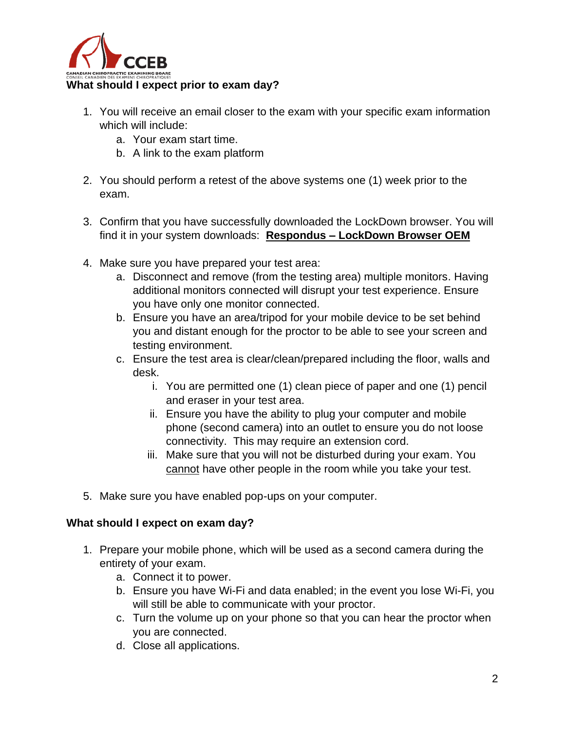**What should I expect prior to exam day?**

1. You will receive an email closer to the exam with your specific exam information which will include:
   a. Your exam start time.
   b. A link to the exam platform

2. You should perform a retest of the above systems one (1) week prior to the exam.

3. Confirm that you have successfully downloaded the LockDown browser. You will find it in your system downloads: **Respondus – LockDown Browser OEM**

4. Make sure you have prepared your test area:
   a. Disconnect and remove (from the testing area) multiple monitors. Having additional monitors connected will disrupt your test experience. Ensure you have only one monitor connected.
   b. Ensure you have an area/tripod for your mobile device to be set behind you and distant enough for the proctor to be able to see your screen and testing environment.
   c. Ensure the test area is clear/clean/prepared including the floor, walls and desk.
      i. You are permitted one (1) clean piece of paper and one (1) pencil and eraser in your test area.
      ii. Ensure you have the ability to plug your computer and mobile phone (second camera) into an outlet to ensure you do not loose connectivity. This may require an extension cord.
      iii. Make sure that you will not be disturbed during your exam. You cannot have other people in the room while you take your test.

5. Make sure you have enabled pop-ups on your computer.

**What should I expect on exam day?**

1. Prepare your mobile phone, which will be used as a second camera during the entirety of your exam.
   a. Connect it to power.
   b. Ensure you have Wi-Fi and data enabled; in the event you lose Wi-Fi, you will still be able to communicate with your proctor.
   c. Turn the volume up on your phone so that you can hear the proctor when you are connected.
   d. Close all applications.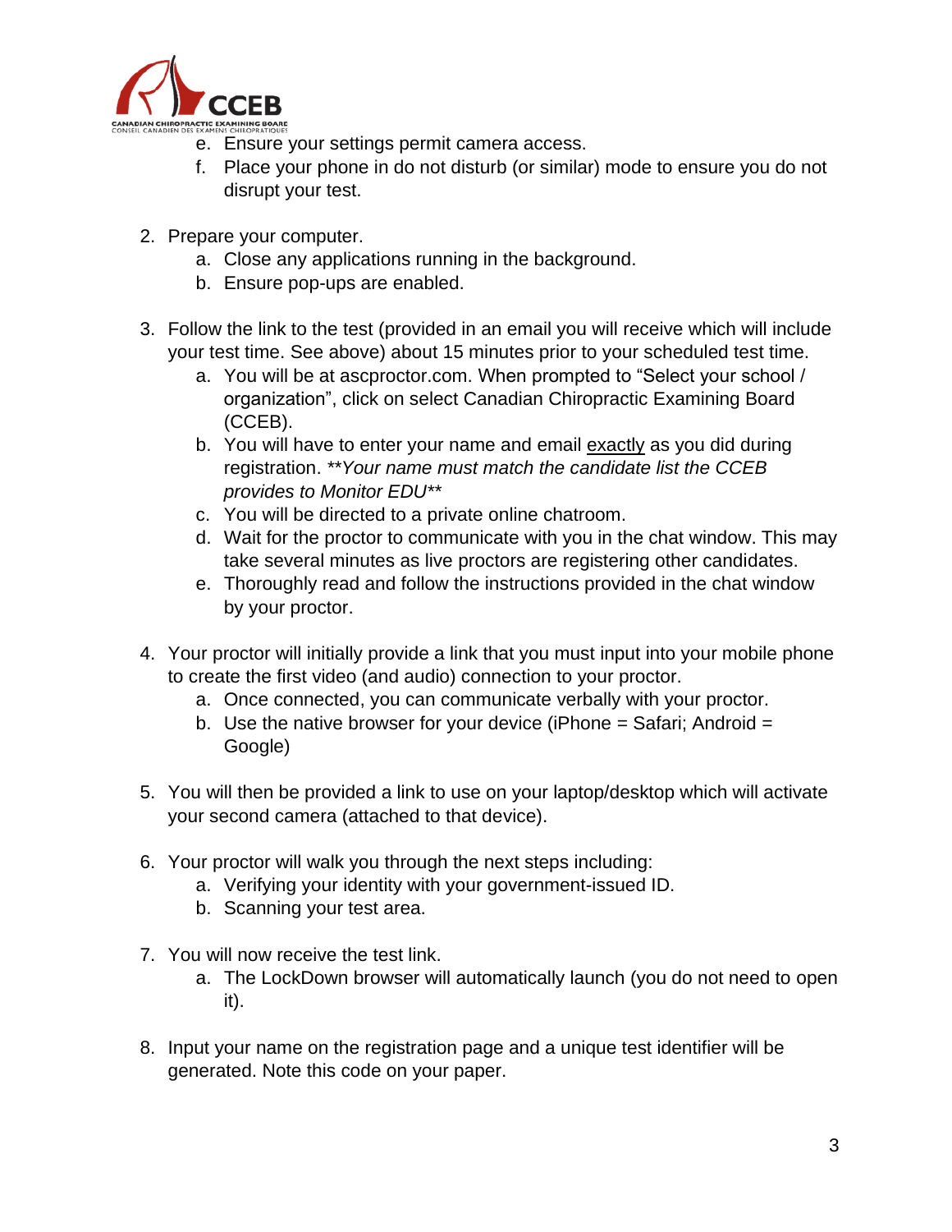e. Ensure your settings permit camera access.
   f. Place your phone in do not disturb (or similar) mode to ensure you do not disrupt your test.

2. Prepare your computer.
   a. Close any applications running in the background.
   b. Ensure pop-ups are enabled.

3. Follow the link to the test (provided in an email you will receive which will include your test time. See above) about 15 minutes prior to your scheduled test time.
   a. You will be at ascproctor.com. When prompted to "Select your school / organization", click on select Canadian Chiropractic Examining Board (CCEB).
   b. You will have to enter your name and email <u>exactly</u> as you did during registration. ***Your name must match the candidate list the CCEB provides to Monitor EDU***
   c. You will be directed to a private online chatroom.
   d. Wait for the proctor to communicate with you in the chat window. This may take several minutes as live proctors are registering other candidates.
   e. Thoroughly read and follow the instructions provided in the chat window by your proctor.

4. Your proctor will initially provide a link that you must input into your mobile phone to create the first video (and audio) connection to your proctor.
   a. Once connected, you can communicate verbally with your proctor.
   b. Use the native browser for your device (iPhone = Safari; Android = Google)

5. You will then be provided a link to use on your laptop/desktop which will activate your second camera (attached to that device).

6. Your proctor will walk you through the next steps including:
   a. Verifying your identity with your government-issued ID.
   b. Scanning your test area.

7. You will now receive the test link.
   a. The LockDown browser will automatically launch (you do not need to open it).

8. Input your name on the registration page and a unique test identifier will be generated. Note this code on your paper.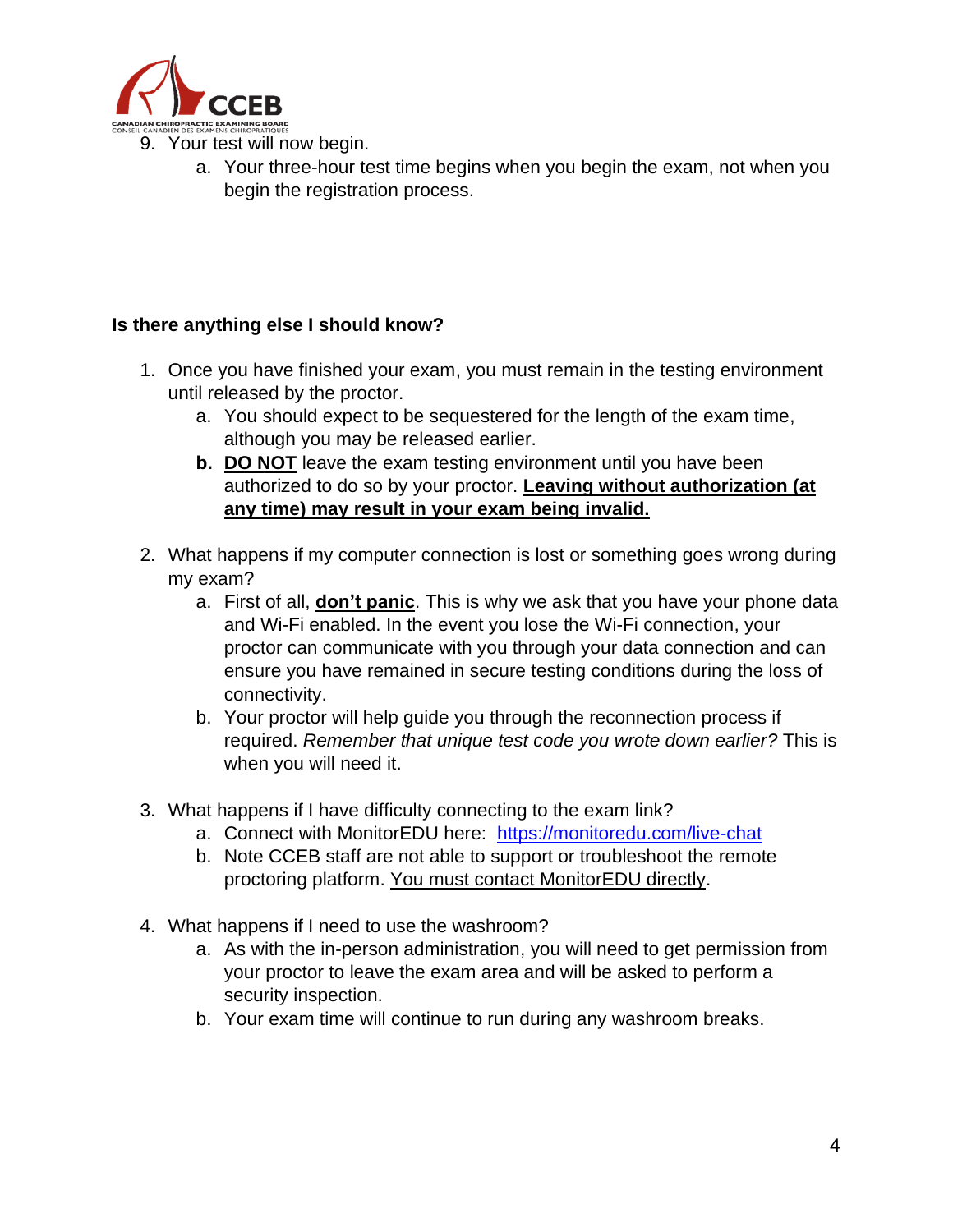9. Your test will now begin.
    a. Your three-hour test time begins when you begin the exam, not when you begin the registration process.

**Is there anything else I should know?**

1. Once you have finished your exam, you must remain in the testing environment until released by the proctor.
    a. You should expect to be sequestered for the length of the exam time, although you may be released earlier.
    **b.** **DO NOT** leave the exam testing environment until you have been authorized to do so by your proctor. **Leaving without authorization (at any time) may result in your exam being invalid.**

2. What happens if my computer connection is lost or something goes wrong during my exam?
    a. First of all, **don't panic**. This is why we ask that you have your phone data and Wi-Fi enabled. In the event you lose the Wi-Fi connection, your proctor can communicate with you through your data connection and can ensure you have remained in secure testing conditions during the loss of connectivity.
    b. Your proctor will help guide you through the reconnection process if required. *Remember that unique test code you wrote down earlier?* This is when you will need it.

3. What happens if I have difficulty connecting to the exam link?
    a. Connect with MonitorEDU here: https://monitoredu.com/live-chat
    b. Note CCEB staff are not able to support or troubleshoot the remote proctoring platform. You must contact MonitorEDU directly.

4. What happens if I need to use the washroom?
    a. As with the in-person administration, you will need to get permission from your proctor to leave the exam area and will be asked to perform a security inspection.
    b. Your exam time will continue to run during any washroom breaks.